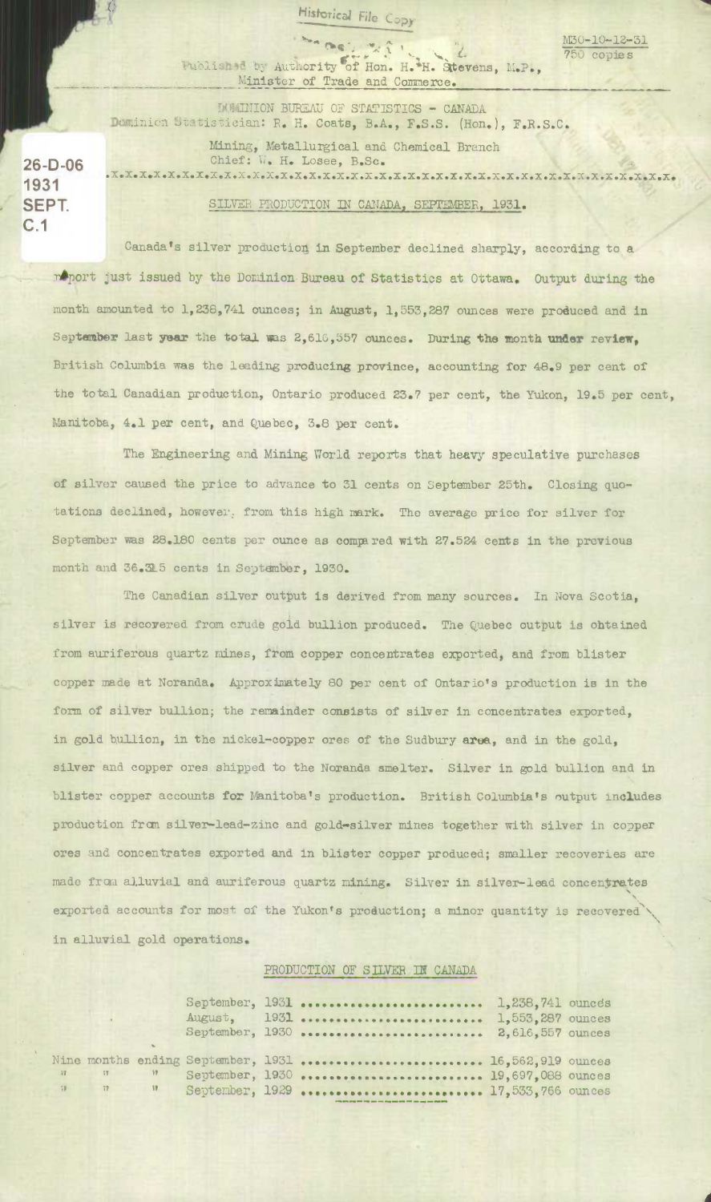Historical File Copy

M30-10-12-31
750 copies

Published by Authority of Hon. H. H. Stevens, M.P.,
Minister of Trade and Commerce.

DOMINION BUREAU OF STATISTICS - CANADA
Dominion Statistician: R. H. Coats, B.A., F.S.S. (Hon.), F.R.S.C.

Mining, Metallurgical and Chemical Branch
Chief: W. H. Losee, B.Sc.

26-D-06
1931
SEPT.
C.1

## SILVER PRODUCTION IN CANADA, SEPTEMBER, 1931.

Canada's silver production in September declined sharply, according to a report just issued by the Dominion Bureau of Statistics at Ottawa. Output during the month amounted to 1,238,741 ounces; in August, 1,553,287 ounces were produced and in September last year the total was 2,616,557 ounces. During the month under review, British Columbia was the leading producing province, accounting for 48.9 per cent of the total Canadian production, Ontario produced 23.7 per cent, the Yukon, 19.5 per cent, Manitoba, 4.1 per cent, and Quebec, 3.8 per cent.

The Engineering and Mining World reports that heavy speculative purchases of silver caused the price to advance to 31 cents on September 25th. Closing quotations declined, however, from this high mark. The average price for silver for September was 28.180 cents per ounce as compared with 27.524 cents in the previous month and 36.315 cents in September, 1930.

The Canadian silver output is derived from many sources. In Nova Scotia, silver is recovered from crude gold bullion produced. The Quebec output is obtained from auriferous quartz mines, from copper concentrates exported, and from blister copper made at Noranda. Approximately 80 per cent of Ontario's production is in the form of silver bullion; the remainder consists of silver in concentrates exported, in gold bullion, in the nickel-copper ores of the Sudbury area, and in the gold, silver and copper ores shipped to the Noranda smelter. Silver in gold bullion and in blister copper accounts for Manitoba's production. British Columbia's output includes production from silver-lead-zinc and gold-silver mines together with silver in copper ores and concentrates exported and in blister copper produced; smaller recoveries are made from alluvial and auriferous quartz mining. Silver in silver-lead concentrates exported accounts for most of the Yukon's production; a minor quantity is recovered in alluvial gold operations.

### PRODUCTION OF SILVER IN CANADA

| Period | Ounces |
|---|---|
| September, 1931 | 1,238,741 ounces |
| August, 1931 | 1,553,287 ounces |
| September, 1930 | 2,616,557 ounces |
| Nine months ending September, 1931 | 16,562,919 ounces |
| " " " September, 1930 | 19,697,088 ounces |
| " " " September, 1929 | 17,533,766 ounces |